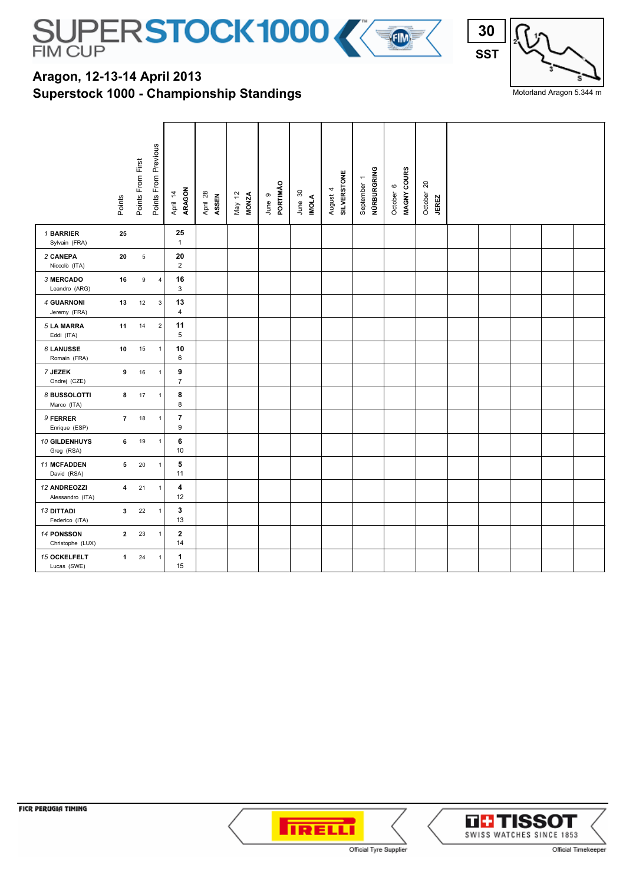# SUPERSTOCK 1000 FIM CUP

30
SST

Motorland Aragon 5.344 m

## Aragon, 12-13-14 April 2013
## Superstock 1000 - Championship Standings

| | Points | Points From First | Points From Previous | April 14 ARAGON | April 28 ASSEN | May 12 MONZA | June 9 PORTIMÃO | June 30 IMOLA | August 4 SILVERSTONE | September 1 NÜRBURGRING | October 6 MAGNY COURS | October 20 JEREZ |
|---|---|---|---|---|---|---|---|---|---|---|---|---|
| 1 **BARRIER** Sylvain (FRA) | 25 | | | **25** 1 | | | | | | | | |
| 2 **CANEPA** Niccolò (ITA) | 20 | 5 | | **20** 2 | | | | | | | | |
| 3 **MERCADO** Leandro (ARG) | 16 | 9 | 4 | **16** 3 | | | | | | | | |
| 4 **GUARNONI** Jeremy (FRA) | 13 | 12 | 3 | **13** 4 | | | | | | | | |
| 5 **LA MARRA** Eddi (ITA) | 11 | 14 | 2 | **11** 5 | | | | | | | | |
| 6 **LANUSSE** Romain (FRA) | 10 | 15 | 1 | **10** 6 | | | | | | | | |
| 7 **JEZEK** Ondrej (CZE) | 9 | 16 | 1 | **9** 7 | | | | | | | | |
| 8 **BUSSOLOTTI** Marco (ITA) | 8 | 17 | 1 | **8** 8 | | | | | | | | |
| 9 **FERRER** Enrique (ESP) | 7 | 18 | 1 | **7** 9 | | | | | | | | |
| 10 **GILDENHUYS** Greg (RSA) | 6 | 19 | 1 | **6** 10 | | | | | | | | |
| 11 **MCFADDEN** David (RSA) | 5 | 20 | 1 | **5** 11 | | | | | | | | |
| 12 **ANDREOZZI** Alessandro (ITA) | 4 | 21 | 1 | **4** 12 | | | | | | | | |
| 13 **DITTADI** Federico (ITA) | 3 | 22 | 1 | **3** 13 | | | | | | | | |
| 14 **PONSSON** Christophe (LUX) | 2 | 23 | 1 | **2** 14 | | | | | | | | |
| 15 **OCKELFELT** Lucas (SWE) | 1 | 24 | 1 | **1** 15 | | | | | | | | |

FICR PERUGIA TIMING

PIRELLI Official Tyre Supplier

TISSOT SWISS WATCHES SINCE 1853 Official Timekeeper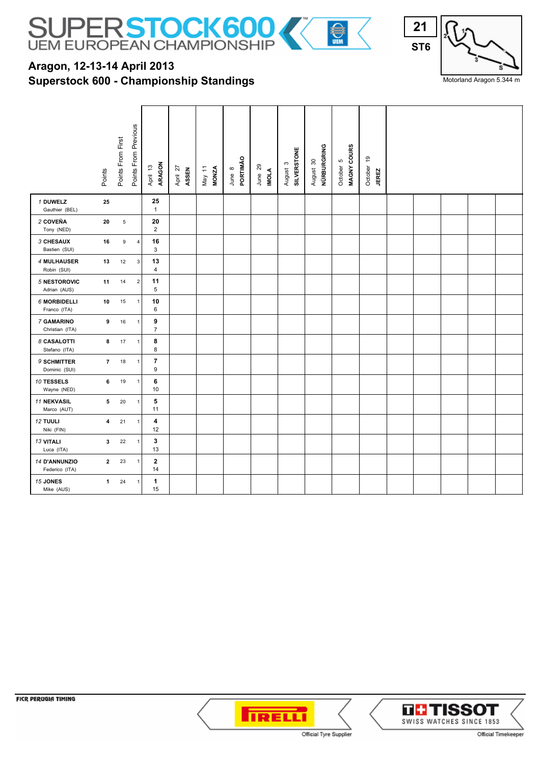# SUPERSTOCK600 UEM EUROPEAN CHAMPIONSHIP

21
ST6

Motorland Aragon 5.344 m

## Aragon, 12-13-14 April 2013
## Superstock 600 - Championship Standings

| | Points | Points From First | Points From Previous | April 13 ARAGON | April 27 ASSEN | May 11 MONZA | June 8 PORTIMÃO | June 29 IMOLA | August 3 SILVERSTONE | August 30 NÜRBURGRING | October 5 MAGNY COURS | October 19 JEREZ |
|---|---|---|---|---|---|---|---|---|---|---|---|---|
| 1 DUWELZ Gauthier (BEL) | 25 | | | 25 1 | | | | | | | | |
| 2 COVEÑA Tony (NED) | 20 | 5 | | 20 2 | | | | | | | | |
| 3 CHESAUX Bastien (SUI) | 16 | 9 | 4 | 16 3 | | | | | | | | |
| 4 MULHAUSER Robin (SUI) | 13 | 12 | 3 | 13 4 | | | | | | | | |
| 5 NESTOROVIC Adrian (AUS) | 11 | 14 | 2 | 11 5 | | | | | | | | |
| 6 MORBIDELLI Franco (ITA) | 10 | 15 | 1 | 10 6 | | | | | | | | |
| 7 GAMARINO Christian (ITA) | 9 | 16 | 1 | 9 7 | | | | | | | | |
| 8 CASALOTTI Stefano (ITA) | 8 | 17 | 1 | 8 8 | | | | | | | | |
| 9 SCHMITTER Dominic (SUI) | 7 | 18 | 1 | 7 9 | | | | | | | | |
| 10 TESSELS Wayne (NED) | 6 | 19 | 1 | 6 10 | | | | | | | | |
| 11 NEKVASIL Marco (AUT) | 5 | 20 | 1 | 5 11 | | | | | | | | |
| 12 TUULI Niki (FIN) | 4 | 21 | 1 | 4 12 | | | | | | | | |
| 13 VITALI Luca (ITA) | 3 | 22 | 1 | 3 13 | | | | | | | | |
| 14 D'ANNUNZIO Federico (ITA) | 2 | 23 | 1 | 2 14 | | | | | | | | |
| 15 JONES Mike (AUS) | 1 | 24 | 1 | 1 15 | | | | | | | | |

FICR PERUGIA TIMING

Official Tyre Supplier — PIRELLI

TISSOT SWISS WATCHES SINCE 1853 — Official Timekeeper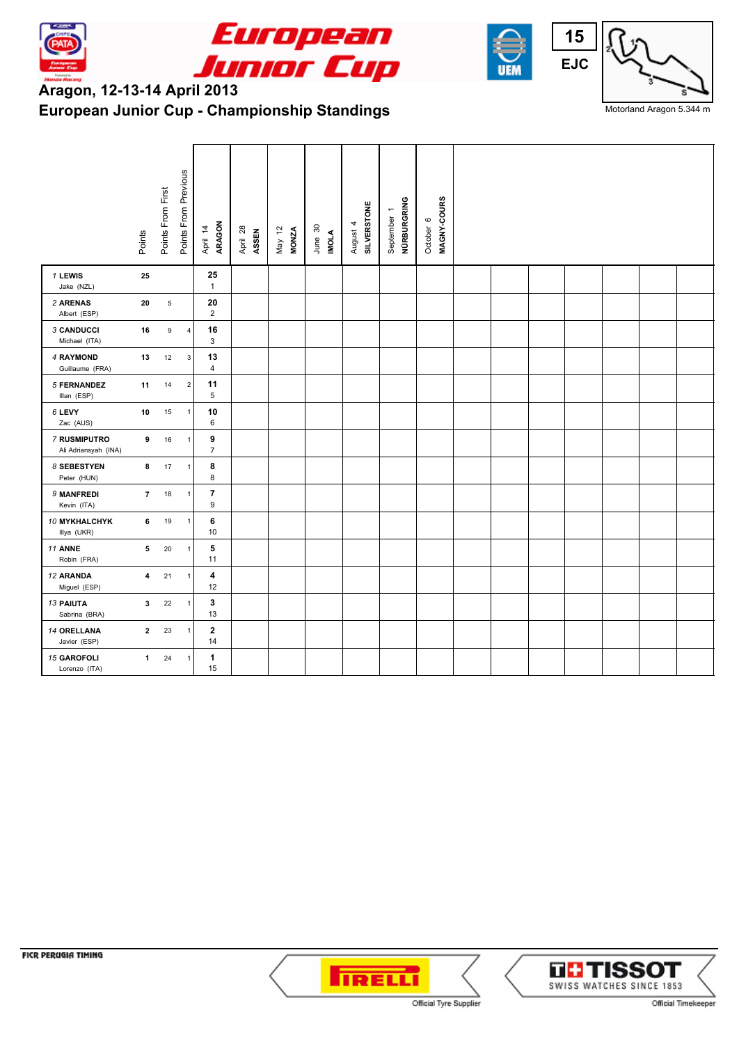# European Junior Cup

**Aragon, 12-13-14 April 2013**

**European Junior Cup - Championship Standings**

15 EJC

Motorland Aragon 5.344 m

| | Points | Points From First | Points From Previous | April 14 ARAGON | April 28 ASSEN | May 12 MONZA | June 30 IMOLA | August 4 SILVERSTONE | September 1 NÜRBURGRING | October 6 MAGNY-COURS |
|---|---|---|---|---|---|---|---|---|---|---|
| 1 **LEWIS** Jake (NZL) | 25 | | | **25** 1 | | | | | | |
| 2 **ARENAS** Albert (ESP) | 20 | 5 | | **20** 2 | | | | | | |
| 3 **CANDUCCI** Michael (ITA) | 16 | 9 | 4 | **16** 3 | | | | | | |
| 4 **RAYMOND** Guillaume (FRA) | 13 | 12 | 3 | **13** 4 | | | | | | |
| 5 **FERNANDEZ** Illan (ESP) | 11 | 14 | 2 | **11** 5 | | | | | | |
| 6 **LEVY** Zac (AUS) | 10 | 15 | 1 | **10** 6 | | | | | | |
| 7 **RUSMIPUTRO** Ali Adriansyah (INA) | 9 | 16 | 1 | **9** 7 | | | | | | |
| 8 **SEBESTYEN** Peter (HUN) | 8 | 17 | 1 | **8** 8 | | | | | | |
| 9 **MANFREDI** Kevin (ITA) | 7 | 18 | 1 | **7** 9 | | | | | | |
| 10 **MYKHALCHYK** Illya (UKR) | 6 | 19 | 1 | **6** 10 | | | | | | |
| 11 **ANNE** Robin (FRA) | 5 | 20 | 1 | **5** 11 | | | | | | |
| 12 **ARANDA** Miguel (ESP) | 4 | 21 | 1 | **4** 12 | | | | | | |
| 13 **PAIUTA** Sabrina (BRA) | 3 | 22 | 1 | **3** 13 | | | | | | |
| 14 **ORELLANA** Javier (ESP) | 2 | 23 | 1 | **2** 14 | | | | | | |
| 15 **GAROFOLI** Lorenzo (ITA) | 1 | 24 | 1 | **1** 15 | | | | | | |

FICR PERUGIA TIMING

Official Tyre Supplier

SWISS WATCHES SINCE 1853

Official Timekeeper